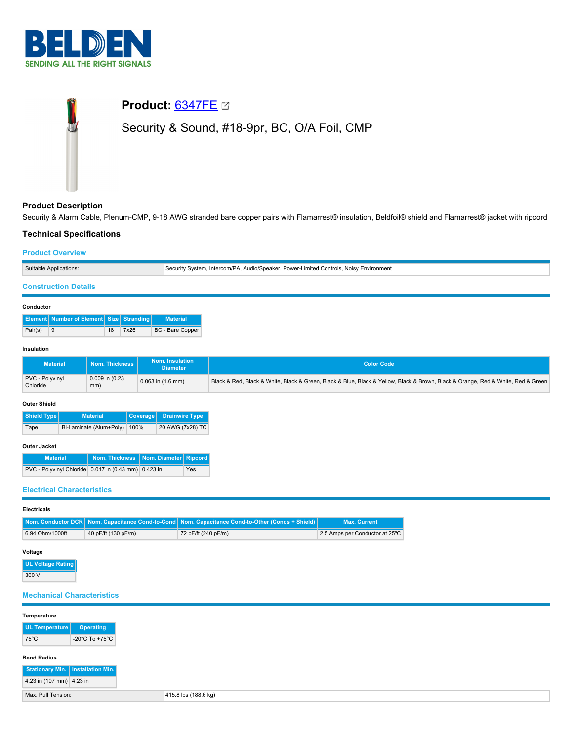# BELDEN

SENDING ALL THE RIGHT SIGNALS

## Product: 6347FE

Security & Sound, #18-9pr, BC, O/A Foil, CMP

### Product Description

Security & Alarm Cable, Plenum-CMP, 9-18 AWG stranded bare copper pairs with Flamarrest® insulation, Beldfoil® shield and Flamarrest® jacket with ripcord

### Technical Specifications

#### Product Overview

| | |
|---|---|
| Suitable Applications: | Security System, Intercom/PA, Audio/Speaker, Power-Limited Controls, Noisy Environment |

#### Construction Details

**Conductor**

| Element | Number of Element | Size | Stranding | Material |
|---|---|---|---|---|
| Pair(s) | 9 | 18 | 7x26 | BC - Bare Copper |

**Insulation**

| Material | Nom. Thickness | Nom. Insulation Diameter | Color Code |
|---|---|---|---|
| PVC - Polyvinyl Chloride | 0.009 in (0.23 mm) | 0.063 in (1.6 mm) | Black & Red, Black & White, Black & Green, Black & Blue, Black & Yellow, Black & Brown, Black & Orange, Red & White, Red & Green |

**Outer Shield**

| Shield Type | Material | Coverage | Drainwire Type |
|---|---|---|---|
| Tape | Bi-Laminate (Alum+Poly) | 100% | 20 AWG (7x28) TC |

**Outer Jacket**

| Material | Nom. Thickness | Nom. Diameter | Ripcord |
|---|---|---|---|
| PVC - Polyvinyl Chloride | 0.017 in (0.43 mm) | 0.423 in | Yes |

#### Electrical Characteristics

**Electricals**

| Nom. Conductor DCR | Nom. Capacitance Cond-to-Cond | Nom. Capacitance Cond-to-Other (Conds + Shield) | Max. Current |
|---|---|---|---|
| 6.94 Ohm/1000ft | 40 pF/ft (130 pF/m) | 72 pF/ft (240 pF/m) | 2.5 Amps per Conductor at 25ºC |

**Voltage**

| UL Voltage Rating |
|---|
| 300 V |

#### Mechanical Characteristics

**Temperature**

| UL Temperature | Operating |
|---|---|
| 75°C | -20°C To +75°C |

**Bend Radius**

| Stationary Min. | Installation Min. |
|---|---|
| 4.23 in (107 mm) | 4.23 in |

| | |
|---|---|
| Max. Pull Tension: | 415.8 lbs (188.6 kg) |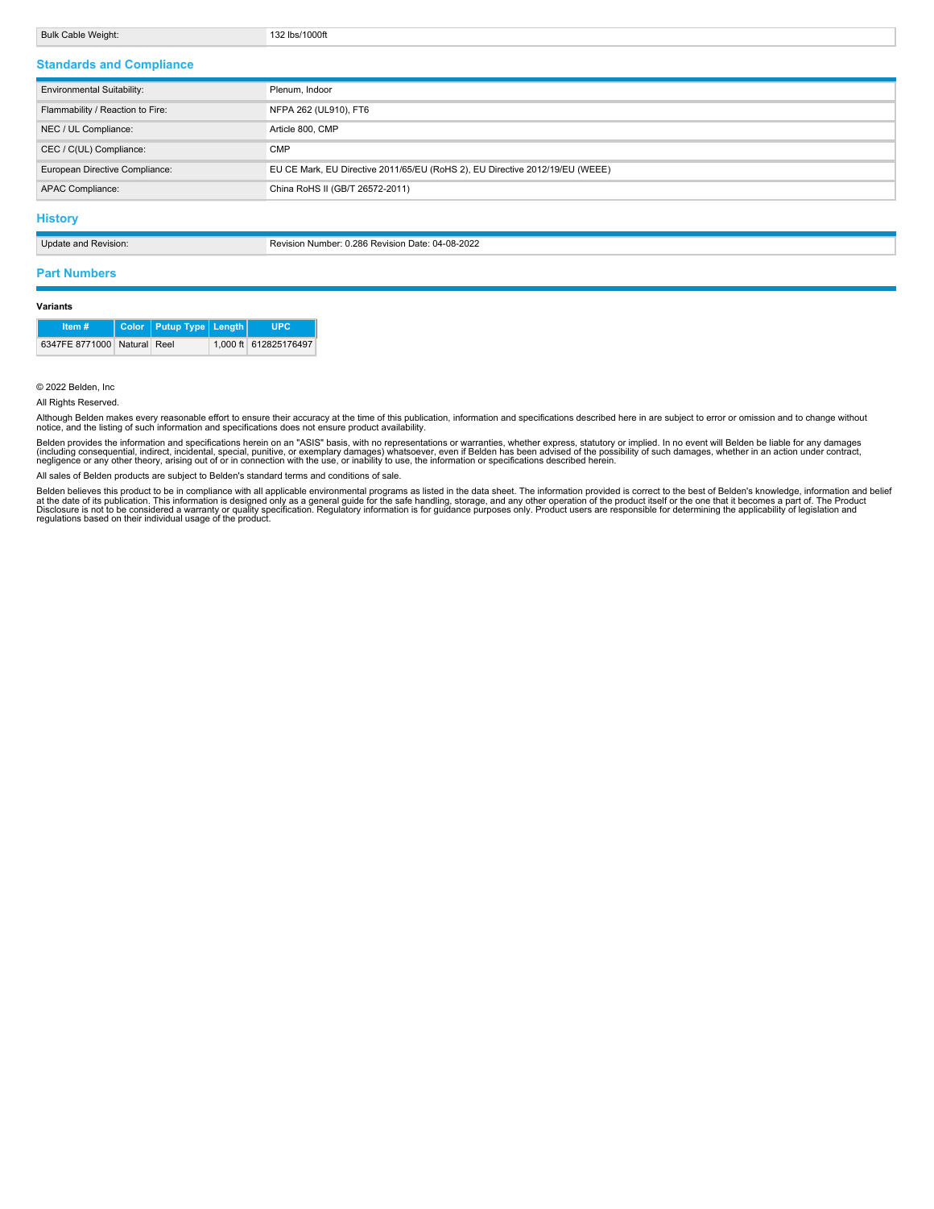| | |
|---|---|
| Bulk Cable Weight: | 132 lbs/1000ft |

## Standards and Compliance

| | |
|---|---|
| Environmental Suitability: | Plenum, Indoor |
| Flammability / Reaction to Fire: | NFPA 262 (UL910), FT6 |
| NEC / UL Compliance: | Article 800, CMP |
| CEC / C(UL) Compliance: | CMP |
| European Directive Compliance: | EU CE Mark, EU Directive 2011/65/EU (RoHS 2), EU Directive 2012/19/EU (WEEE) |
| APAC Compliance: | China RoHS II (GB/T 26572-2011) |

## History

| | |
|---|---|
| Update and Revision: | Revision Number: 0.286 Revision Date: 04-08-2022 |

## Part Numbers

**Variants**

| Item # | Color | Putup Type | Length | UPC |
|---|---|---|---|---|
| 6347FE 8771000 | Natural | Reel | 1,000 ft | 612825176497 |

© 2022 Belden, Inc

All Rights Reserved.

Although Belden makes every reasonable effort to ensure their accuracy at the time of this publication, information and specifications described here in are subject to error or omission and to change without notice, and the listing of such information and specifications does not ensure product availability.

Belden provides the information and specifications herein on an "ASIS" basis, with no representations or warranties, whether express, statutory or implied. In no event will Belden be liable for any damages (including consequential, indirect, incidental, special, punitive, or exemplary damages) whatsoever, even if Belden has been advised of the possibility of such damages, whether in an action under contract, negligence or any other theory, arising out of or in connection with the use, or inability to use, the information or specifications described herein.

All sales of Belden products are subject to Belden's standard terms and conditions of sale.

Belden believes this product to be in compliance with all applicable environmental programs as listed in the data sheet. The information provided is correct to the best of Belden's knowledge, information and belief at the date of its publication. This information is designed only as a general guide for the safe handling, storage, and any other operation of the product itself or the one that it becomes a part of. The Product Disclosure is not to be considered a warranty or quality specification. Regulatory information is for guidance purposes only. Product users are responsible for determining the applicability of legislation and regulations based on their individual usage of the product.